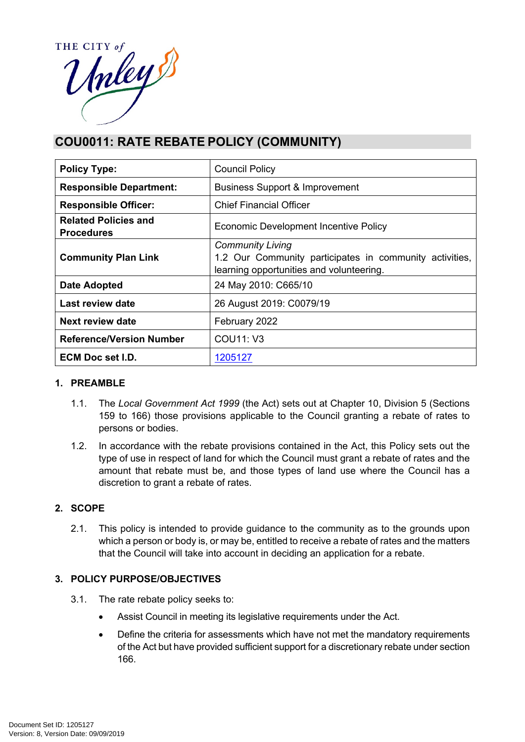THE CITY of Unley

# COU0011: RATE REBATE POLICY (COMMUNITY)

| | |
|---|---|
| **Policy Type:** | Council Policy |
| **Responsible Department:** | Business Support & Improvement |
| **Responsible Officer:** | Chief Financial Officer |
| **Related Policies and Procedures** | Economic Development Incentive Policy |
| **Community Plan Link** | *Community Living*<br>1.2 Our Community participates in community activities, learning opportunities and volunteering. |
| **Date Adopted** | 24 May 2010: C665/10 |
| **Last review date** | 26 August 2019: C0079/19 |
| **Next review date** | February 2022 |
| **Reference/Version Number** | COU11: V3 |
| **ECM Doc set I.D.** | 1205127 |

## 1. PREAMBLE

1.1. The *Local Government Act 1999* (the Act) sets out at Chapter 10, Division 5 (Sections 159 to 166) those provisions applicable to the Council granting a rebate of rates to persons or bodies.

1.2. In accordance with the rebate provisions contained in the Act, this Policy sets out the type of use in respect of land for which the Council must grant a rebate of rates and the amount that rebate must be, and those types of land use where the Council has a discretion to grant a rebate of rates.

## 2. SCOPE

2.1. This policy is intended to provide guidance to the community as to the grounds upon which a person or body is, or may be, entitled to receive a rebate of rates and the matters that the Council will take into account in deciding an application for a rebate.

## 3. POLICY PURPOSE/OBJECTIVES

3.1. The rate rebate policy seeks to:

- Assist Council in meeting its legislative requirements under the Act.
- Define the criteria for assessments which have not met the mandatory requirements of the Act but have provided sufficient support for a discretionary rebate under section 166.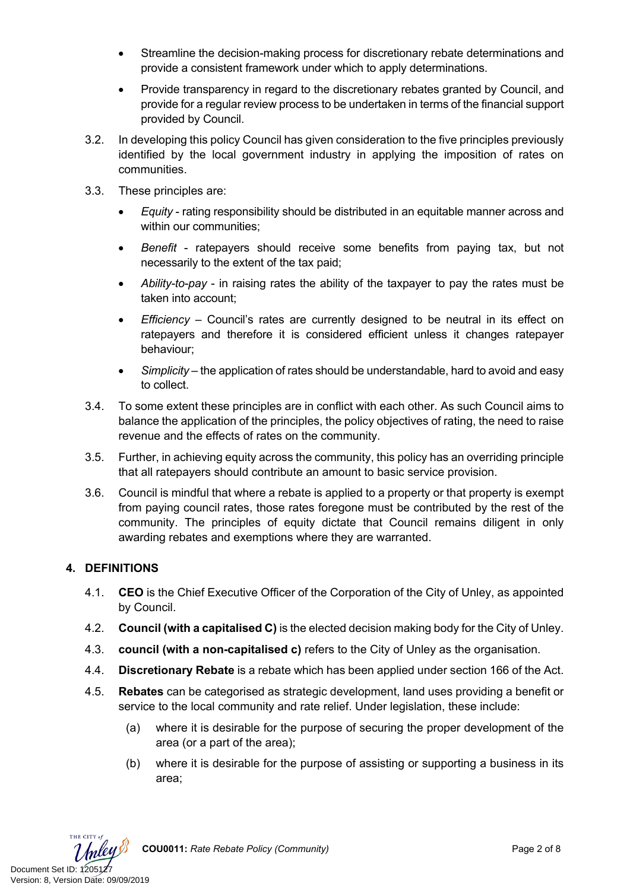- Streamline the decision-making process for discretionary rebate determinations and provide a consistent framework under which to apply determinations.
- Provide transparency in regard to the discretionary rebates granted by Council, and provide for a regular review process to be undertaken in terms of the financial support provided by Council.

3.2. In developing this policy Council has given consideration to the five principles previously identified by the local government industry in applying the imposition of rates on communities.

3.3. These principles are:

- *Equity* - rating responsibility should be distributed in an equitable manner across and within our communities;
- *Benefit* - ratepayers should receive some benefits from paying tax, but not necessarily to the extent of the tax paid;
- *Ability-to-pay* - in raising rates the ability of the taxpayer to pay the rates must be taken into account;
- *Efficiency* – Council's rates are currently designed to be neutral in its effect on ratepayers and therefore it is considered efficient unless it changes ratepayer behaviour;
- *Simplicity* – the application of rates should be understandable, hard to avoid and easy to collect.

3.4. To some extent these principles are in conflict with each other. As such Council aims to balance the application of the principles, the policy objectives of rating, the need to raise revenue and the effects of rates on the community.

3.5. Further, in achieving equity across the community, this policy has an overriding principle that all ratepayers should contribute an amount to basic service provision.

3.6. Council is mindful that where a rebate is applied to a property or that property is exempt from paying council rates, those rates foregone must be contributed by the rest of the community. The principles of equity dictate that Council remains diligent in only awarding rebates and exemptions where they are warranted.

## 4. DEFINITIONS

4.1. **CEO** is the Chief Executive Officer of the Corporation of the City of Unley, as appointed by Council.

4.2. **Council (with a capitalised C)** is the elected decision making body for the City of Unley.

4.3. **council (with a non-capitalised c)** refers to the City of Unley as the organisation.

4.4. **Discretionary Rebate** is a rebate which has been applied under section 166 of the Act.

4.5. **Rebates** can be categorised as strategic development, land uses providing a benefit or service to the local community and rate relief. Under legislation, these include:

(a) where it is desirable for the purpose of securing the proper development of the area (or a part of the area);

(b) where it is desirable for the purpose of assisting or supporting a business in its area;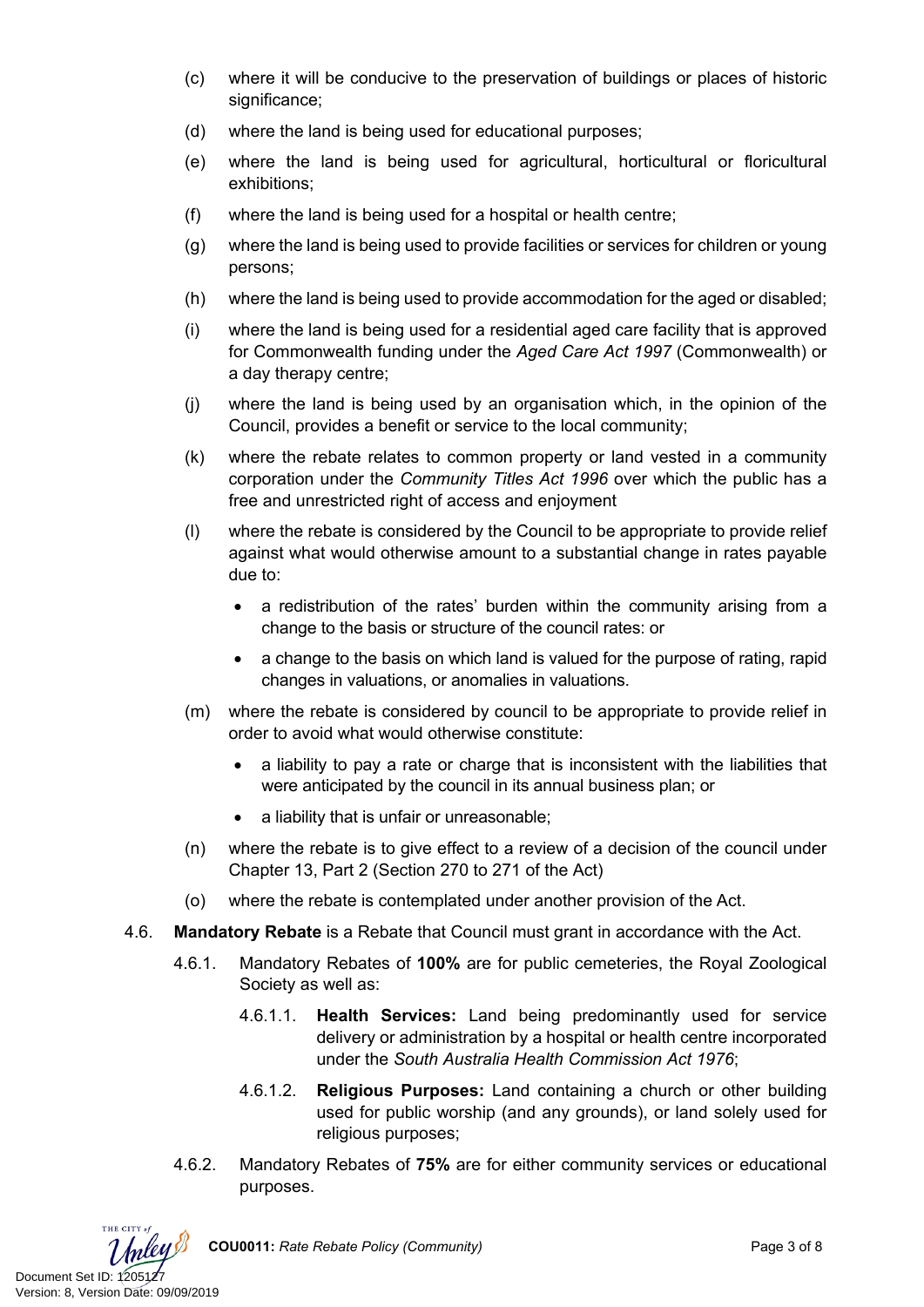(c) where it will be conducive to the preservation of buildings or places of historic significance;

(d) where the land is being used for educational purposes;

(e) where the land is being used for agricultural, horticultural or floricultural exhibitions;

(f) where the land is being used for a hospital or health centre;

(g) where the land is being used to provide facilities or services for children or young persons;

(h) where the land is being used to provide accommodation for the aged or disabled;

(i) where the land is being used for a residential aged care facility that is approved for Commonwealth funding under the *Aged Care Act 1997* (Commonwealth) or a day therapy centre;

(j) where the land is being used by an organisation which, in the opinion of the Council, provides a benefit or service to the local community;

(k) where the rebate relates to common property or land vested in a community corporation under the *Community Titles Act 1996* over which the public has a free and unrestricted right of access and enjoyment

(l) where the rebate is considered by the Council to be appropriate to provide relief against what would otherwise amount to a substantial change in rates payable due to:

- a redistribution of the rates' burden within the community arising from a change to the basis or structure of the council rates: or
- a change to the basis on which land is valued for the purpose of rating, rapid changes in valuations, or anomalies in valuations.

(m) where the rebate is considered by council to be appropriate to provide relief in order to avoid what would otherwise constitute:

- a liability to pay a rate or charge that is inconsistent with the liabilities that were anticipated by the council in its annual business plan; or
- a liability that is unfair or unreasonable;

(n) where the rebate is to give effect to a review of a decision of the council under Chapter 13, Part 2 (Section 270 to 271 of the Act)

(o) where the rebate is contemplated under another provision of the Act.

4.6. **Mandatory Rebate** is a Rebate that Council must grant in accordance with the Act.

4.6.1. Mandatory Rebates of **100%** are for public cemeteries, the Royal Zoological Society as well as:

4.6.1.1. **Health Services:** Land being predominantly used for service delivery or administration by a hospital or health centre incorporated under the *South Australia Health Commission Act 1976*;

4.6.1.2. **Religious Purposes:** Land containing a church or other building used for public worship (and any grounds), or land solely used for religious purposes;

4.6.2. Mandatory Rebates of **75%** are for either community services or educational purposes.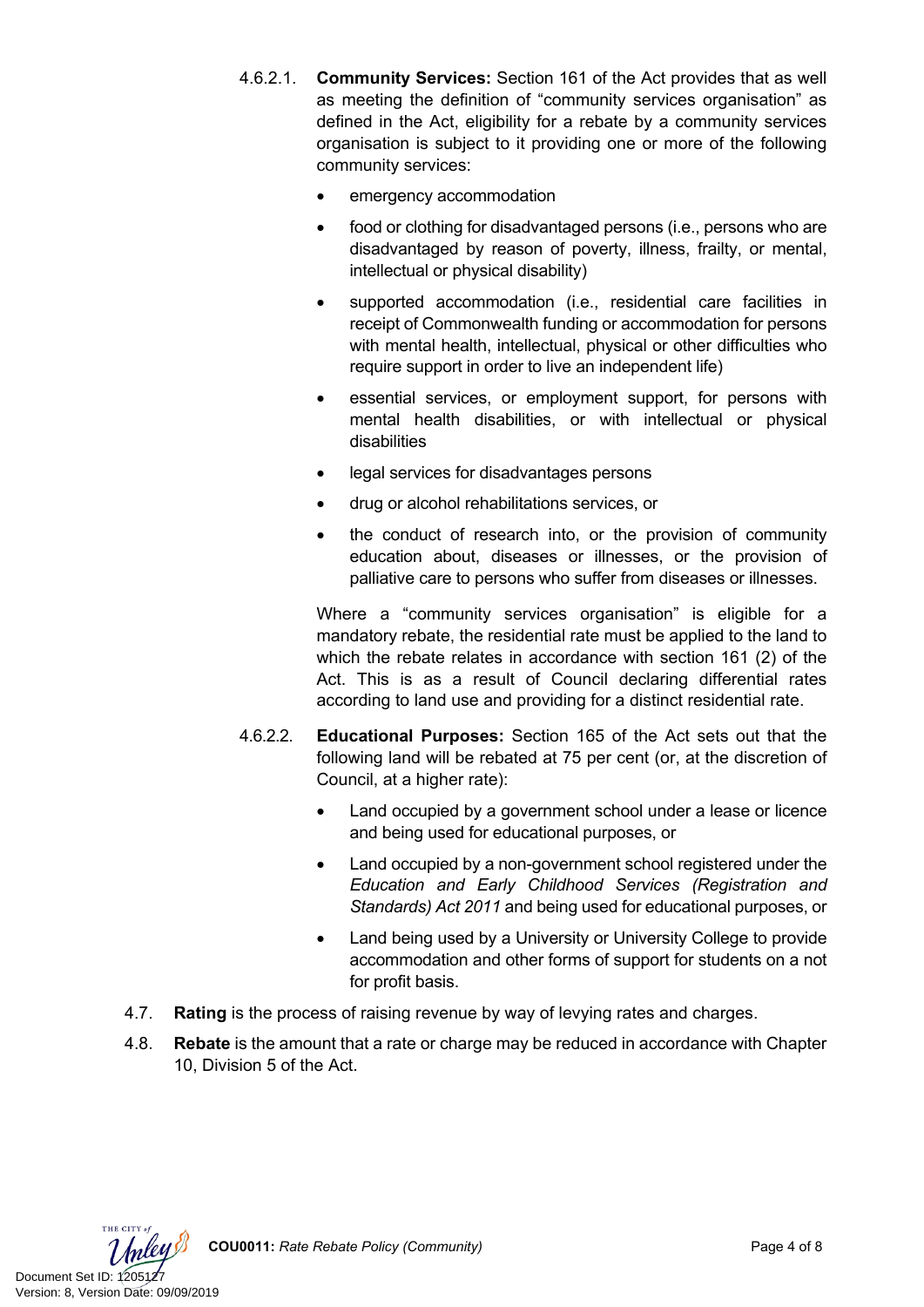4.6.2.1. **Community Services:** Section 161 of the Act provides that as well as meeting the definition of "community services organisation" as defined in the Act, eligibility for a rebate by a community services organisation is subject to it providing one or more of the following community services:

- emergency accommodation
- food or clothing for disadvantaged persons (i.e., persons who are disadvantaged by reason of poverty, illness, frailty, or mental, intellectual or physical disability)
- supported accommodation (i.e., residential care facilities in receipt of Commonwealth funding or accommodation for persons with mental health, intellectual, physical or other difficulties who require support in order to live an independent life)
- essential services, or employment support, for persons with mental health disabilities, or with intellectual or physical disabilities
- legal services for disadvantages persons
- drug or alcohol rehabilitations services, or
- the conduct of research into, or the provision of community education about, diseases or illnesses, or the provision of palliative care to persons who suffer from diseases or illnesses.

Where a "community services organisation" is eligible for a mandatory rebate, the residential rate must be applied to the land to which the rebate relates in accordance with section 161 (2) of the Act. This is as a result of Council declaring differential rates according to land use and providing for a distinct residential rate.

4.6.2.2. **Educational Purposes:** Section 165 of the Act sets out that the following land will be rebated at 75 per cent (or, at the discretion of Council, at a higher rate):

- Land occupied by a government school under a lease or licence and being used for educational purposes, or
- Land occupied by a non-government school registered under the *Education and Early Childhood Services (Registration and Standards) Act 2011* and being used for educational purposes, or
- Land being used by a University or University College to provide accommodation and other forms of support for students on a not for profit basis.

4.7. **Rating** is the process of raising revenue by way of levying rates and charges.

4.8. **Rebate** is the amount that a rate or charge may be reduced in accordance with Chapter 10, Division 5 of the Act.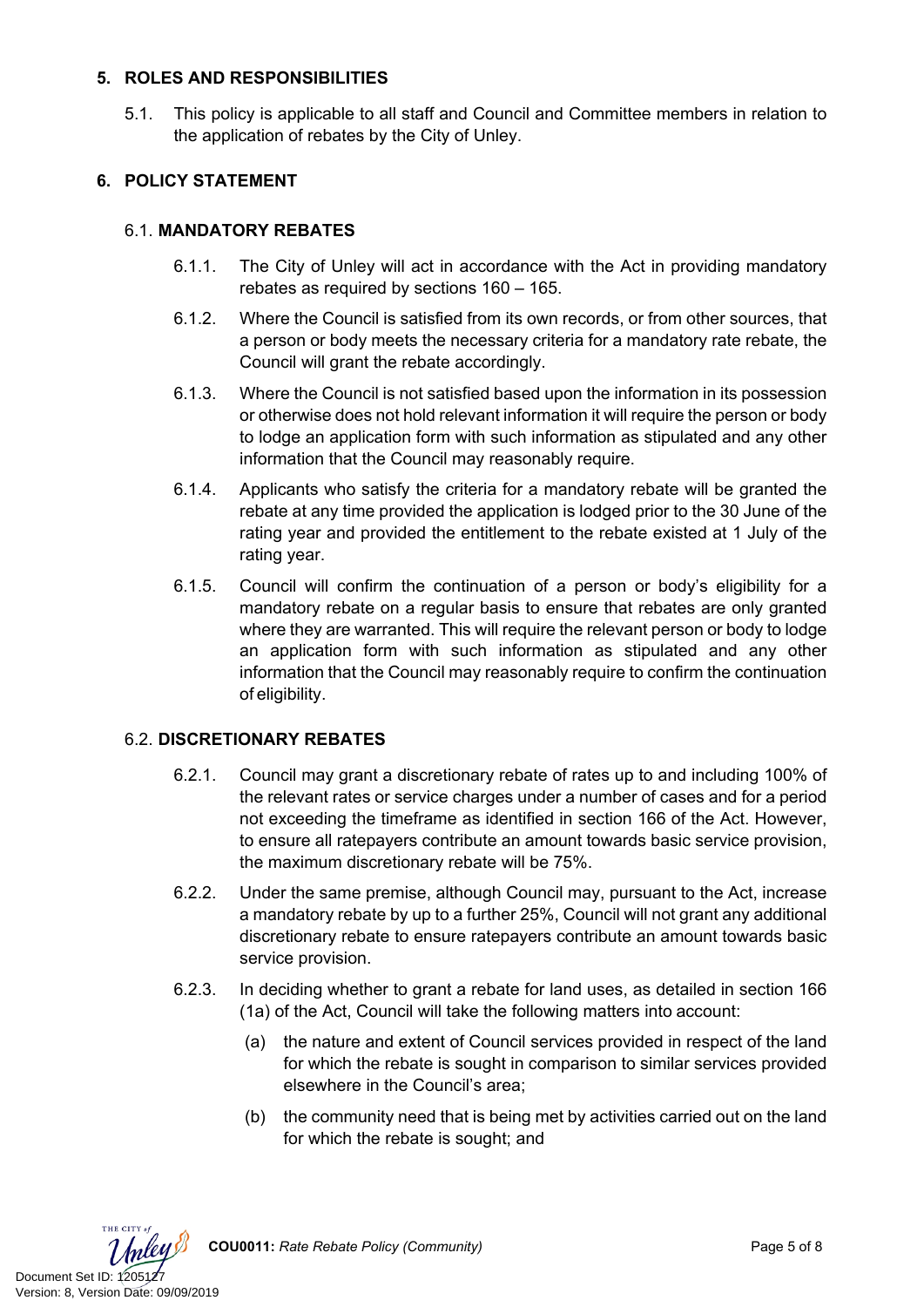## 5. ROLES AND RESPONSIBILITIES

5.1. This policy is applicable to all staff and Council and Committee members in relation to the application of rebates by the City of Unley.

## 6. POLICY STATEMENT

### 6.1. MANDATORY REBATES

6.1.1. The City of Unley will act in accordance with the Act in providing mandatory rebates as required by sections 160 – 165.

6.1.2. Where the Council is satisfied from its own records, or from other sources, that a person or body meets the necessary criteria for a mandatory rate rebate, the Council will grant the rebate accordingly.

6.1.3. Where the Council is not satisfied based upon the information in its possession or otherwise does not hold relevant information it will require the person or body to lodge an application form with such information as stipulated and any other information that the Council may reasonably require.

6.1.4. Applicants who satisfy the criteria for a mandatory rebate will be granted the rebate at any time provided the application is lodged prior to the 30 June of the rating year and provided the entitlement to the rebate existed at 1 July of the rating year.

6.1.5. Council will confirm the continuation of a person or body's eligibility for a mandatory rebate on a regular basis to ensure that rebates are only granted where they are warranted. This will require the relevant person or body to lodge an application form with such information as stipulated and any other information that the Council may reasonably require to confirm the continuation of eligibility.

### 6.2. DISCRETIONARY REBATES

6.2.1. Council may grant a discretionary rebate of rates up to and including 100% of the relevant rates or service charges under a number of cases and for a period not exceeding the timeframe as identified in section 166 of the Act. However, to ensure all ratepayers contribute an amount towards basic service provision, the maximum discretionary rebate will be 75%.

6.2.2. Under the same premise, although Council may, pursuant to the Act, increase a mandatory rebate by up to a further 25%, Council will not grant any additional discretionary rebate to ensure ratepayers contribute an amount towards basic service provision.

6.2.3. In deciding whether to grant a rebate for land uses, as detailed in section 166 (1a) of the Act, Council will take the following matters into account:

(a) the nature and extent of Council services provided in respect of the land for which the rebate is sought in comparison to similar services provided elsewhere in the Council's area;

(b) the community need that is being met by activities carried out on the land for which the rebate is sought; and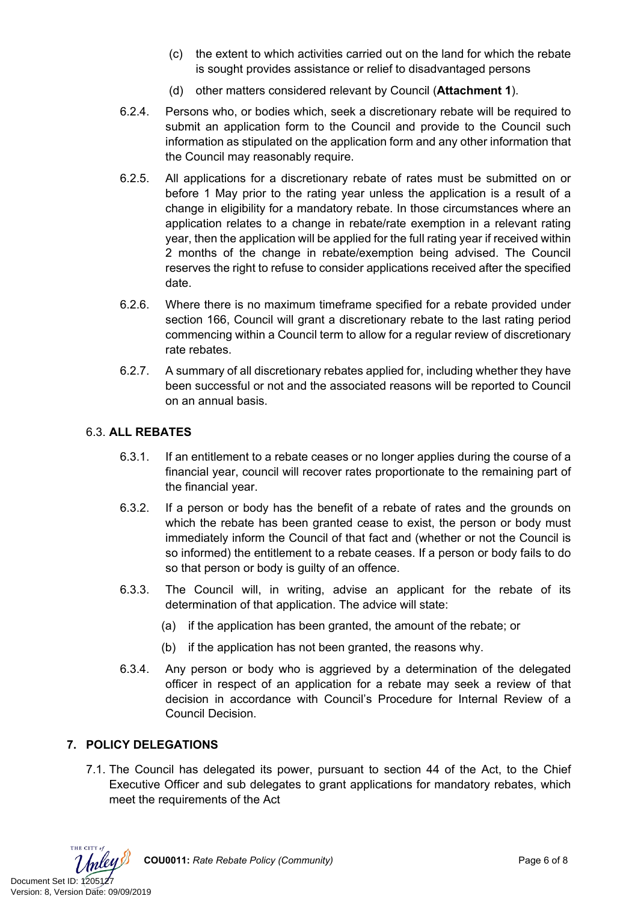(c) the extent to which activities carried out on the land for which the rebate is sought provides assistance or relief to disadvantaged persons

(d) other matters considered relevant by Council (**Attachment 1**).

6.2.4. Persons who, or bodies which, seek a discretionary rebate will be required to submit an application form to the Council and provide to the Council such information as stipulated on the application form and any other information that the Council may reasonably require.

6.2.5. All applications for a discretionary rebate of rates must be submitted on or before 1 May prior to the rating year unless the application is a result of a change in eligibility for a mandatory rebate. In those circumstances where an application relates to a change in rebate/rate exemption in a relevant rating year, then the application will be applied for the full rating year if received within 2 months of the change in rebate/exemption being advised. The Council reserves the right to refuse to consider applications received after the specified date.

6.2.6. Where there is no maximum timeframe specified for a rebate provided under section 166, Council will grant a discretionary rebate to the last rating period commencing within a Council term to allow for a regular review of discretionary rate rebates.

6.2.7. A summary of all discretionary rebates applied for, including whether they have been successful or not and the associated reasons will be reported to Council on an annual basis.

### 6.3. ALL REBATES

6.3.1. If an entitlement to a rebate ceases or no longer applies during the course of a financial year, council will recover rates proportionate to the remaining part of the financial year.

6.3.2. If a person or body has the benefit of a rebate of rates and the grounds on which the rebate has been granted cease to exist, the person or body must immediately inform the Council of that fact and (whether or not the Council is so informed) the entitlement to a rebate ceases. If a person or body fails to do so that person or body is guilty of an offence.

6.3.3. The Council will, in writing, advise an applicant for the rebate of its determination of that application. The advice will state:

(a) if the application has been granted, the amount of the rebate; or

(b) if the application has not been granted, the reasons why.

6.3.4. Any person or body who is aggrieved by a determination of the delegated officer in respect of an application for a rebate may seek a review of that decision in accordance with Council's Procedure for Internal Review of a Council Decision.

## 7. POLICY DELEGATIONS

7.1. The Council has delegated its power, pursuant to section 44 of the Act, to the Chief Executive Officer and sub delegates to grant applications for mandatory rebates, which meet the requirements of the Act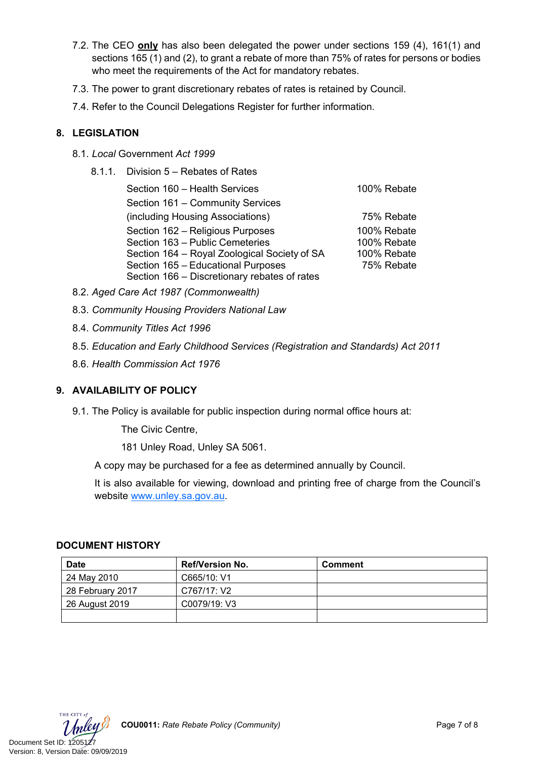7.2. The CEO **only** has also been delegated the power under sections 159 (4), 161(1) and sections 165 (1) and (2), to grant a rebate of more than 75% of rates for persons or bodies who meet the requirements of the Act for mandatory rebates.

7.3. The power to grant discretionary rebates of rates is retained by Council.

7.4. Refer to the Council Delegations Register for further information.

## 8. LEGISLATION

8.1. *Local* Government *Act 1999*

8.1.1. Division 5 – Rebates of Rates

| | |
|---|---|
| Section 160 – Health Services | 100% Rebate |
| Section 161 – Community Services (including Housing Associations) | 75% Rebate |
| Section 162 – Religious Purposes | 100% Rebate |
| Section 163 – Public Cemeteries | 100% Rebate |
| Section 164 – Royal Zoological Society of SA | 100% Rebate |
| Section 165 – Educational Purposes | 75% Rebate |
| Section 166 – Discretionary rebates of rates | |

8.2. *Aged Care Act 1987 (Commonwealth)*

8.3. *Community Housing Providers National Law*

8.4. *Community Titles Act 1996*

8.5. *Education and Early Childhood Services (Registration and Standards) Act 2011*

8.6. *Health Commission Act 1976*

## 9. AVAILABILITY OF POLICY

9.1. The Policy is available for public inspection during normal office hours at:

The Civic Centre,

181 Unley Road, Unley SA 5061.

A copy may be purchased for a fee as determined annually by Council.

It is also available for viewing, download and printing free of charge from the Council's website www.unley.sa.gov.au.

### DOCUMENT HISTORY

| Date | Ref/Version No. | Comment |
|---|---|---|
| 24 May 2010 | C665/10: V1 | |
| 28 February 2017 | C767/17: V2 | |
| 26 August 2019 | C0079/19: V3 | |
| | | |

**COU0011:** *Rate Rebate Policy (Community)*

Document Set ID: 1205127
Version: 8, Version Date: 09/09/2019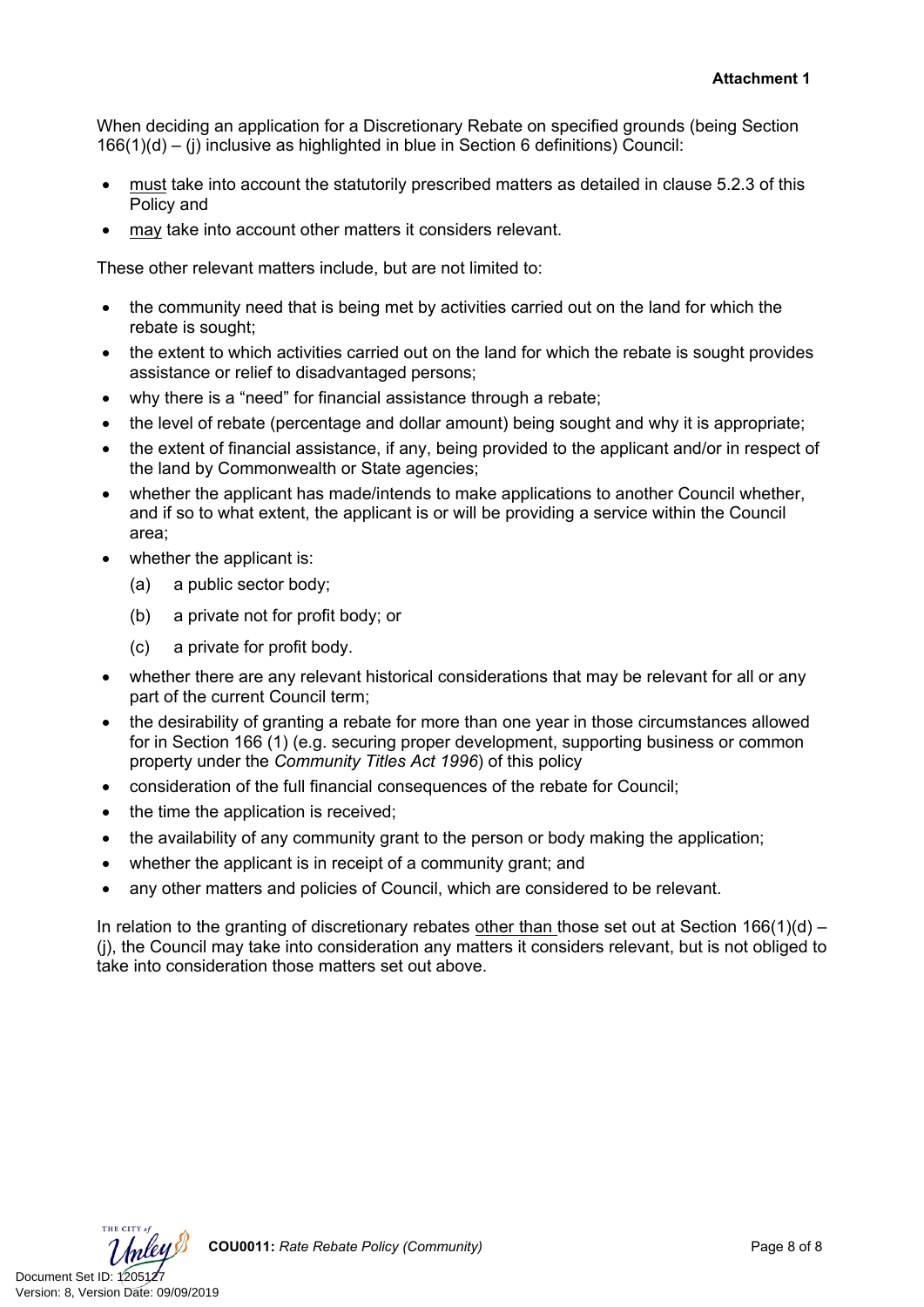**Attachment 1**

When deciding an application for a Discretionary Rebate on specified grounds (being Section 166(1)(d) – (j) inclusive as highlighted in blue in Section 6 definitions) Council:

- must take into account the statutorily prescribed matters as detailed in clause 5.2.3 of this Policy and
- may take into account other matters it considers relevant.

These other relevant matters include, but are not limited to:

- the community need that is being met by activities carried out on the land for which the rebate is sought;
- the extent to which activities carried out on the land for which the rebate is sought provides assistance or relief to disadvantaged persons;
- why there is a "need" for financial assistance through a rebate;
- the level of rebate (percentage and dollar amount) being sought and why it is appropriate;
- the extent of financial assistance, if any, being provided to the applicant and/or in respect of the land by Commonwealth or State agencies;
- whether the applicant has made/intends to make applications to another Council whether, and if so to what extent, the applicant is or will be providing a service within the Council area;
- whether the applicant is:
  - (a) a public sector body;
  - (b) a private not for profit body; or
  - (c) a private for profit body.
- whether there are any relevant historical considerations that may be relevant for all or any part of the current Council term;
- the desirability of granting a rebate for more than one year in those circumstances allowed for in Section 166 (1) (e.g. securing proper development, supporting business or common property under the *Community Titles Act 1996*) of this policy
- consideration of the full financial consequences of the rebate for Council;
- the time the application is received;
- the availability of any community grant to the person or body making the application;
- whether the applicant is in receipt of a community grant; and
- any other matters and policies of Council, which are considered to be relevant.

In relation to the granting of discretionary rebates other than those set out at Section 166(1)(d) – (j), the Council may take into consideration any matters it considers relevant, but is not obliged to take into consideration those matters set out above.